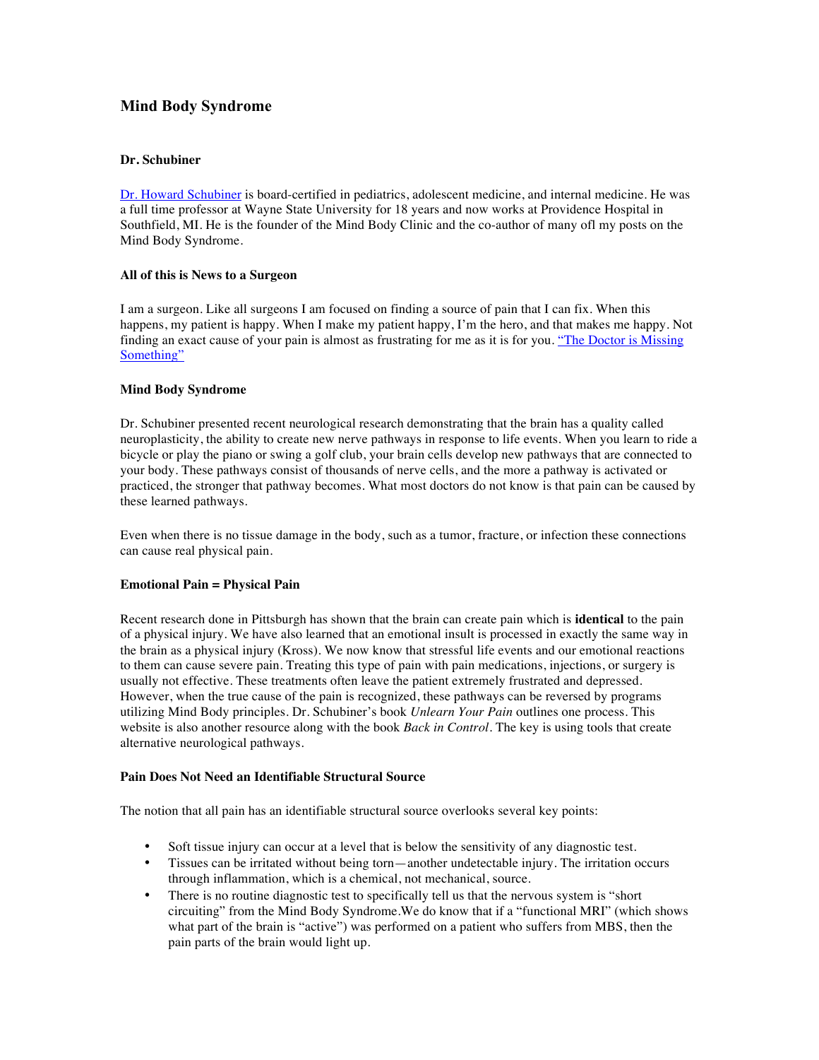# Mind Body Syndrome

### Dr. Schubiner

Dr. Howard Schubiner is board-certified in pediatrics, adolescent medicine, and internal medicine. He was a full time professor at Wayne State University for 18 years and now works at Providence Hospital in Southfield, MI. He is the founder of the Mind Body Clinic and the co-author of many ofl my posts on the Mind Body Syndrome.

### All of this is News to a Surgeon

I am a surgeon. Like all surgeons I am focused on finding a source of pain that I can fix. When this happens, my patient is happy. When I make my patient happy, I'm the hero, and that makes me happy. Not finding an exact cause of your pain is almost as frustrating for me as it is for you. "The Doctor is Missing Something"

### Mind Body Syndrome

Dr. Schubiner presented recent neurological research demonstrating that the brain has a quality called neuroplasticity, the ability to create new nerve pathways in response to life events. When you learn to ride a bicycle or play the piano or swing a golf club, your brain cells develop new pathways that are connected to your body. These pathways consist of thousands of nerve cells, and the more a pathway is activated or practiced, the stronger that pathway becomes. What most doctors do not know is that pain can be caused by these learned pathways.

Even when there is no tissue damage in the body, such as a tumor, fracture, or infection these connections can cause real physical pain.

### Emotional Pain = Physical Pain

Recent research done in Pittsburgh has shown that the brain can create pain which is **identical** to the pain of a physical injury. We have also learned that an emotional insult is processed in exactly the same way in the brain as a physical injury (Kross). We now know that stressful life events and our emotional reactions to them can cause severe pain. Treating this type of pain with pain medications, injections, or surgery is usually not effective. These treatments often leave the patient extremely frustrated and depressed. However, when the true cause of the pain is recognized, these pathways can be reversed by programs utilizing Mind Body principles. Dr. Schubiner's book *Unlearn Your Pain* outlines one process. This website is also another resource along with the book *Back in Control*. The key is using tools that create alternative neurological pathways.

### Pain Does Not Need an Identifiable Structural Source

The notion that all pain has an identifiable structural source overlooks several key points:

- Soft tissue injury can occur at a level that is below the sensitivity of any diagnostic test.
- Tissues can be irritated without being torn—another undetectable injury. The irritation occurs through inflammation, which is a chemical, not mechanical, source.
- There is no routine diagnostic test to specifically tell us that the nervous system is "short circuiting" from the Mind Body Syndrome.We do know that if a "functional MRI" (which shows what part of the brain is "active") was performed on a patient who suffers from MBS, then the pain parts of the brain would light up.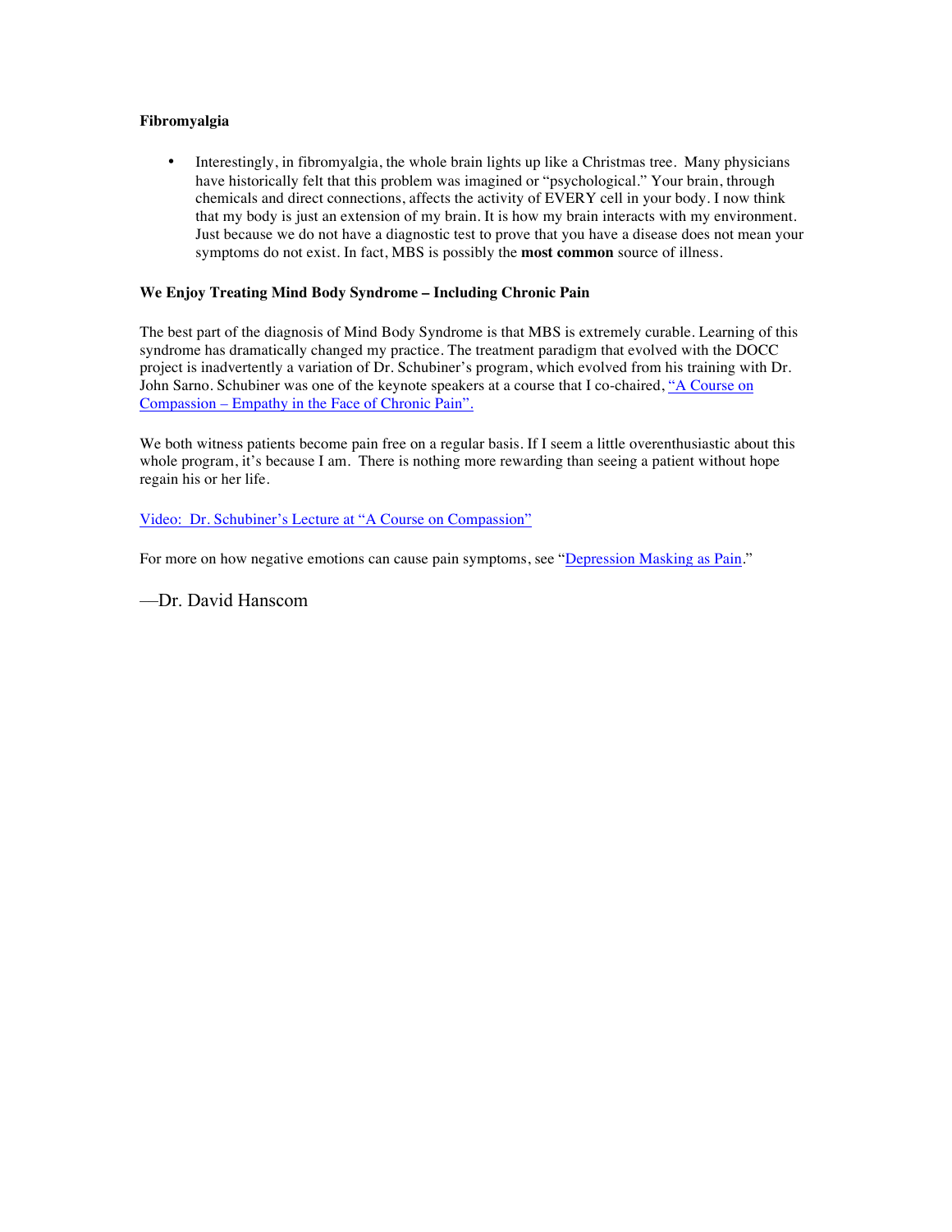**Fibromyalgia**

- Interestingly, in fibromyalgia, the whole brain lights up like a Christmas tree. Many physicians have historically felt that this problem was imagined or "psychological." Your brain, through chemicals and direct connections, affects the activity of EVERY cell in your body. I now think that my body is just an extension of my brain. It is how my brain interacts with my environment. Just because we do not have a diagnostic test to prove that you have a disease does not mean your symptoms do not exist. In fact, MBS is possibly the **most common** source of illness.

**We Enjoy Treating Mind Body Syndrome – Including Chronic Pain**

The best part of the diagnosis of Mind Body Syndrome is that MBS is extremely curable. Learning of this syndrome has dramatically changed my practice. The treatment paradigm that evolved with the DOCC project is inadvertently a variation of Dr. Schubiner's program, which evolved from his training with Dr. John Sarno. Schubiner was one of the keynote speakers at a course that I co-chaired, "A Course on Compassion – Empathy in the Face of Chronic Pain".

We both witness patients become pain free on a regular basis. If I seem a little overenthusiastic about this whole program, it's because I am. There is nothing more rewarding than seeing a patient without hope regain his or her life.

Video: Dr. Schubiner's Lecture at "A Course on Compassion"

For more on how negative emotions can cause pain symptoms, see "Depression Masking as Pain."

—Dr. David Hanscom